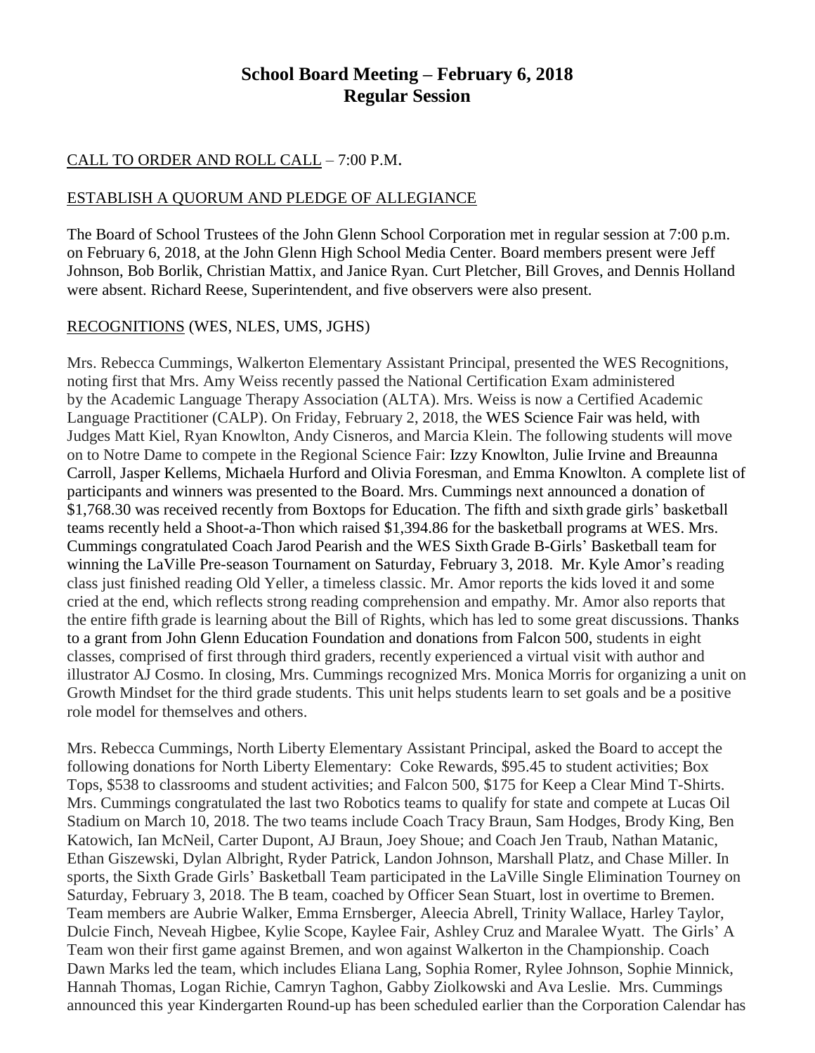# School Board Meeting – February 6, 2018
## Regular Session

CALL TO ORDER AND ROLL CALL – 7:00 P.M.

ESTABLISH A QUORUM AND PLEDGE OF ALLEGIANCE

The Board of School Trustees of the John Glenn School Corporation met in regular session at 7:00 p.m. on February 6, 2018, at the John Glenn High School Media Center. Board members present were Jeff Johnson, Bob Borlik, Christian Mattix, and Janice Ryan. Curt Pletcher, Bill Groves, and Dennis Holland were absent. Richard Reese, Superintendent, and five observers were also present.

RECOGNITIONS (WES, NLES, UMS, JGHS)

Mrs. Rebecca Cummings, Walkerton Elementary Assistant Principal, presented the WES Recognitions, noting first that Mrs. Amy Weiss recently passed the National Certification Exam administered by the Academic Language Therapy Association (ALTA). Mrs. Weiss is now a Certified Academic Language Practitioner (CALP). On Friday, February 2, 2018, the WES Science Fair was held, with Judges Matt Kiel, Ryan Knowlton, Andy Cisneros, and Marcia Klein. The following students will move on to Notre Dame to compete in the Regional Science Fair: Izzy Knowlton, Julie Irvine and Breaunna Carroll, Jasper Kellems, Michaela Hurford and Olivia Foresman, and Emma Knowlton. A complete list of participants and winners was presented to the Board. Mrs. Cummings next announced a donation of $1,768.30 was received recently from Boxtops for Education. The fifth and sixth grade girls' basketball teams recently held a Shoot-a-Thon which raised $1,394.86 for the basketball programs at WES. Mrs. Cummings congratulated Coach Jarod Pearish and the WES Sixth Grade B-Girls' Basketball team for winning the LaVille Pre-season Tournament on Saturday, February 3, 2018. Mr. Kyle Amor's reading class just finished reading Old Yeller, a timeless classic. Mr. Amor reports the kids loved it and some cried at the end, which reflects strong reading comprehension and empathy. Mr. Amor also reports that the entire fifth grade is learning about the Bill of Rights, which has led to some great discussions. Thanks to a grant from John Glenn Education Foundation and donations from Falcon 500, students in eight classes, comprised of first through third graders, recently experienced a virtual visit with author and illustrator AJ Cosmo. In closing, Mrs. Cummings recognized Mrs. Monica Morris for organizing a unit on Growth Mindset for the third grade students. This unit helps students learn to set goals and be a positive role model for themselves and others.

Mrs. Rebecca Cummings, North Liberty Elementary Assistant Principal, asked the Board to accept the following donations for North Liberty Elementary: Coke Rewards, $95.45 to student activities; Box Tops, $538 to classrooms and student activities; and Falcon 500, $175 for Keep a Clear Mind T-Shirts. Mrs. Cummings congratulated the last two Robotics teams to qualify for state and compete at Lucas Oil Stadium on March 10, 2018. The two teams include Coach Tracy Braun, Sam Hodges, Brody King, Ben Katowich, Ian McNeil, Carter Dupont, AJ Braun, Joey Shoue; and Coach Jen Traub, Nathan Matanic, Ethan Giszewski, Dylan Albright, Ryder Patrick, Landon Johnson, Marshall Platz, and Chase Miller. In sports, the Sixth Grade Girls' Basketball Team participated in the LaVille Single Elimination Tourney on Saturday, February 3, 2018. The B team, coached by Officer Sean Stuart, lost in overtime to Bremen. Team members are Aubrie Walker, Emma Ernsberger, Aleecia Abrell, Trinity Wallace, Harley Taylor, Dulcie Finch, Neveah Higbee, Kylie Scope, Kaylee Fair, Ashley Cruz and Maralee Wyatt. The Girls' A Team won their first game against Bremen, and won against Walkerton in the Championship. Coach Dawn Marks led the team, which includes Eliana Lang, Sophia Romer, Rylee Johnson, Sophie Minnick, Hannah Thomas, Logan Richie, Camryn Taghon, Gabby Ziolkowski and Ava Leslie. Mrs. Cummings announced this year Kindergarten Round-up has been scheduled earlier than the Corporation Calendar has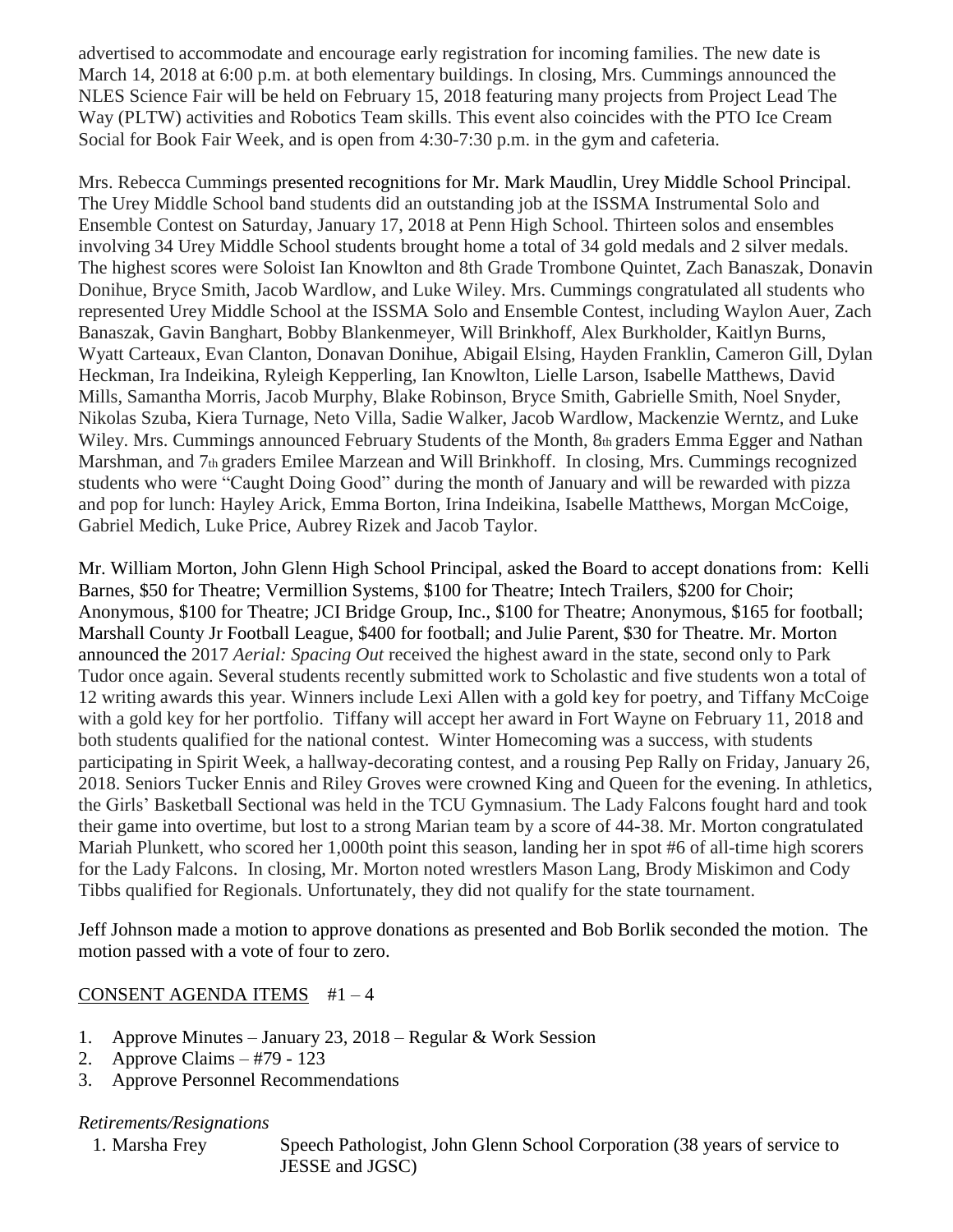advertised to accommodate and encourage early registration for incoming families. The new date is March 14, 2018 at 6:00 p.m. at both elementary buildings. In closing, Mrs. Cummings announced the NLES Science Fair will be held on February 15, 2018 featuring many projects from Project Lead The Way (PLTW) activities and Robotics Team skills. This event also coincides with the PTO Ice Cream Social for Book Fair Week, and is open from 4:30-7:30 p.m. in the gym and cafeteria.

Mrs. Rebecca Cummings presented recognitions for Mr. Mark Maudlin, Urey Middle School Principal. The Urey Middle School band students did an outstanding job at the ISSMA Instrumental Solo and Ensemble Contest on Saturday, January 17, 2018 at Penn High School. Thirteen solos and ensembles involving 34 Urey Middle School students brought home a total of 34 gold medals and 2 silver medals. The highest scores were Soloist Ian Knowlton and 8th Grade Trombone Quintet, Zach Banaszak, Donavin Donihue, Bryce Smith, Jacob Wardlow, and Luke Wiley. Mrs. Cummings congratulated all students who represented Urey Middle School at the ISSMA Solo and Ensemble Contest, including Waylon Auer, Zach Banaszak, Gavin Banghart, Bobby Blankenmeyer, Will Brinkhoff, Alex Burkholder, Kaitlyn Burns, Wyatt Carteaux, Evan Clanton, Donavan Donihue, Abigail Elsing, Hayden Franklin, Cameron Gill, Dylan Heckman, Ira Indeikina, Ryleigh Kepperling, Ian Knowlton, Lielle Larson, Isabelle Matthews, David Mills, Samantha Morris, Jacob Murphy, Blake Robinson, Bryce Smith, Gabrielle Smith, Noel Snyder, Nikolas Szuba, Kiera Turnage, Neto Villa, Sadie Walker, Jacob Wardlow, Mackenzie Werntz, and Luke Wiley. Mrs. Cummings announced February Students of the Month, 8th graders Emma Egger and Nathan Marshman, and 7th graders Emilee Marzean and Will Brinkhoff. In closing, Mrs. Cummings recognized students who were "Caught Doing Good" during the month of January and will be rewarded with pizza and pop for lunch: Hayley Arick, Emma Borton, Irina Indeikina, Isabelle Matthews, Morgan McCoige, Gabriel Medich, Luke Price, Aubrey Rizek and Jacob Taylor.

Mr. William Morton, John Glenn High School Principal, asked the Board to accept donations from: Kelli Barnes, $50 for Theatre; Vermillion Systems, $100 for Theatre; Intech Trailers, $200 for Choir; Anonymous, $100 for Theatre; JCI Bridge Group, Inc., $100 for Theatre; Anonymous, $165 for football; Marshall County Jr Football League, $400 for football; and Julie Parent, $30 for Theatre. Mr. Morton announced the 2017 *Aerial: Spacing Out* received the highest award in the state, second only to Park Tudor once again. Several students recently submitted work to Scholastic and five students won a total of 12 writing awards this year. Winners include Lexi Allen with a gold key for poetry, and Tiffany McCoige with a gold key for her portfolio. Tiffany will accept her award in Fort Wayne on February 11, 2018 and both students qualified for the national contest. Winter Homecoming was a success, with students participating in Spirit Week, a hallway-decorating contest, and a rousing Pep Rally on Friday, January 26, 2018. Seniors Tucker Ennis and Riley Groves were crowned King and Queen for the evening. In athletics, the Girls' Basketball Sectional was held in the TCU Gymnasium. The Lady Falcons fought hard and took their game into overtime, but lost to a strong Marian team by a score of 44-38. Mr. Morton congratulated Mariah Plunkett, who scored her 1,000th point this season, landing her in spot #6 of all-time high scorers for the Lady Falcons. In closing, Mr. Morton noted wrestlers Mason Lang, Brody Miskimon and Cody Tibbs qualified for Regionals. Unfortunately, they did not qualify for the state tournament.

Jeff Johnson made a motion to approve donations as presented and Bob Borlik seconded the motion. The motion passed with a vote of four to zero.

## CONSENT AGENDA ITEMS #1 – 4

1. Approve Minutes – January 23, 2018 – Regular & Work Session
2. Approve Claims – #79 - 123
3. Approve Personnel Recommendations

*Retirements/Resignations*

1. Marsha Frey — Speech Pathologist, John Glenn School Corporation (38 years of service to JESSE and JGSC)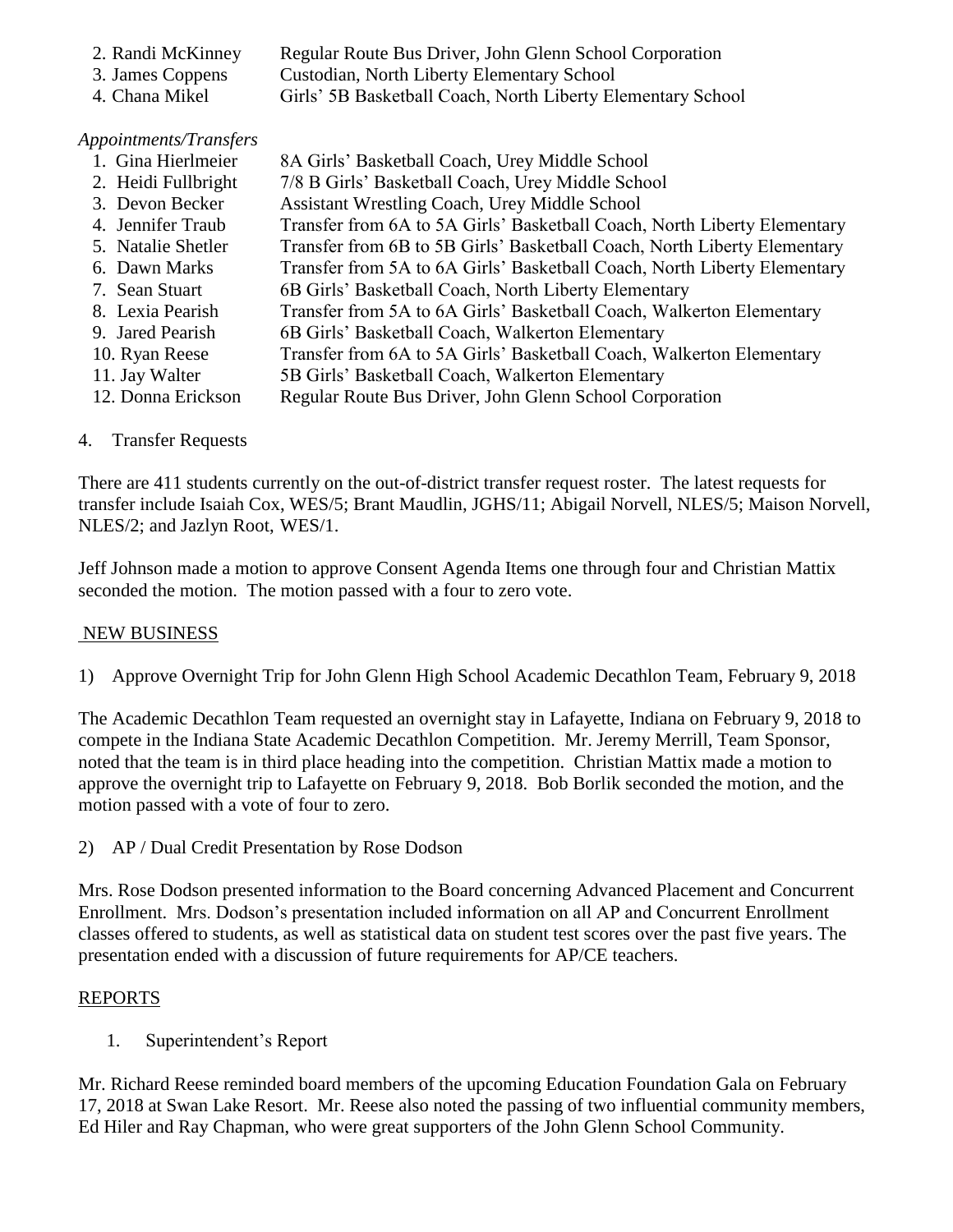2. Randi McKinney — Regular Route Bus Driver, John Glenn School Corporation
3. James Coppens — Custodian, North Liberty Elementary School
4. Chana Mikel — Girls' 5B Basketball Coach, North Liberty Elementary School

*Appointments/Transfers*

1. Gina Hierlmeier — 8A Girls' Basketball Coach, Urey Middle School
2. Heidi Fullbright — 7/8 B Girls' Basketball Coach, Urey Middle School
3. Devon Becker — Assistant Wrestling Coach, Urey Middle School
4. Jennifer Traub — Transfer from 6A to 5A Girls' Basketball Coach, North Liberty Elementary
5. Natalie Shetler — Transfer from 6B to 5B Girls' Basketball Coach, North Liberty Elementary
6. Dawn Marks — Transfer from 5A to 6A Girls' Basketball Coach, North Liberty Elementary
7. Sean Stuart — 6B Girls' Basketball Coach, North Liberty Elementary
8. Lexia Pearish — Transfer from 5A to 6A Girls' Basketball Coach, Walkerton Elementary
9. Jared Pearish — 6B Girls' Basketball Coach, Walkerton Elementary
10. Ryan Reese — Transfer from 6A to 5A Girls' Basketball Coach, Walkerton Elementary
11. Jay Walter — 5B Girls' Basketball Coach, Walkerton Elementary
12. Donna Erickson — Regular Route Bus Driver, John Glenn School Corporation

4. Transfer Requests

There are 411 students currently on the out-of-district transfer request roster. The latest requests for transfer include Isaiah Cox, WES/5; Brant Maudlin, JGHS/11; Abigail Norvell, NLES/5; Maison Norvell, NLES/2; and Jazlyn Root, WES/1.

Jeff Johnson made a motion to approve Consent Agenda Items one through four and Christian Mattix seconded the motion. The motion passed with a four to zero vote.

## NEW BUSINESS

1) Approve Overnight Trip for John Glenn High School Academic Decathlon Team, February 9, 2018

The Academic Decathlon Team requested an overnight stay in Lafayette, Indiana on February 9, 2018 to compete in the Indiana State Academic Decathlon Competition. Mr. Jeremy Merrill, Team Sponsor, noted that the team is in third place heading into the competition. Christian Mattix made a motion to approve the overnight trip to Lafayette on February 9, 2018. Bob Borlik seconded the motion, and the motion passed with a vote of four to zero.

2) AP / Dual Credit Presentation by Rose Dodson

Mrs. Rose Dodson presented information to the Board concerning Advanced Placement and Concurrent Enrollment. Mrs. Dodson's presentation included information on all AP and Concurrent Enrollment classes offered to students, as well as statistical data on student test scores over the past five years. The presentation ended with a discussion of future requirements for AP/CE teachers.

## REPORTS

1. Superintendent's Report

Mr. Richard Reese reminded board members of the upcoming Education Foundation Gala on February 17, 2018 at Swan Lake Resort. Mr. Reese also noted the passing of two influential community members, Ed Hiler and Ray Chapman, who were great supporters of the John Glenn School Community.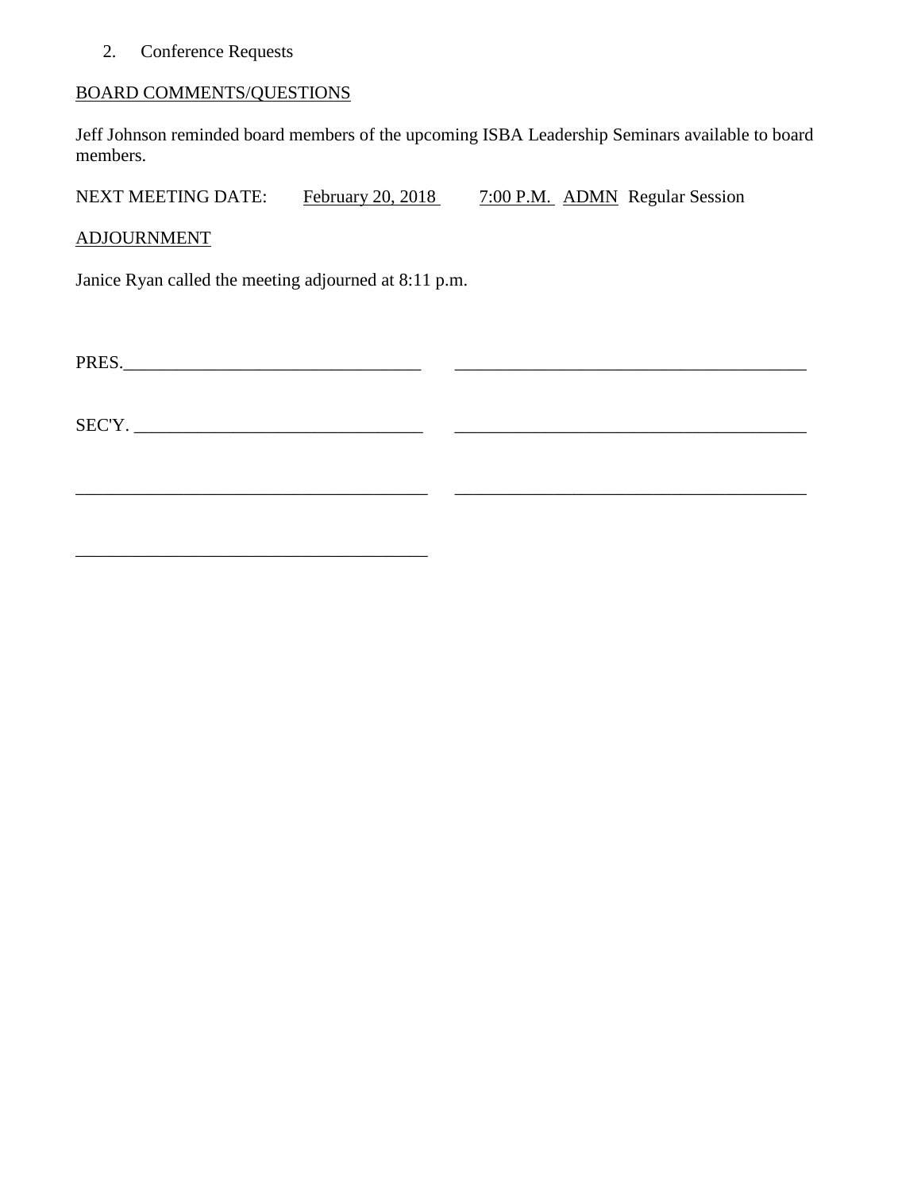2. Conference Requests

BOARD COMMENTS/QUESTIONS

Jeff Johnson reminded board members of the upcoming ISBA Leadership Seminars available to board members.

NEXT MEETING DATE: February 20, 2018 7:00 P.M. ADMN Regular Session

ADJOURNMENT

Janice Ryan called the meeting adjourned at 8:11 p.m.

PRES.__________________________________ ________________________________________

SEC'Y. _________________________________ ________________________________________

________________________________________ ________________________________________

________________________________________